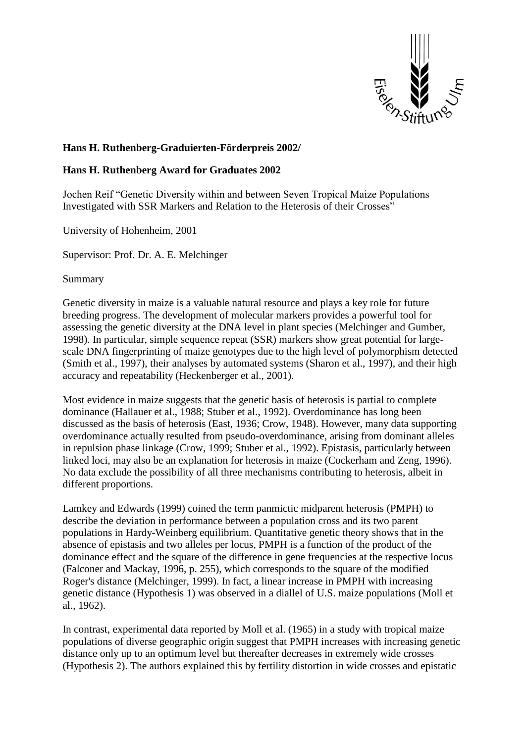**Hans H. Ruthenberg-Graduierten-Förderpreis 2002/**

**Hans H. Ruthenberg Award for Graduates 2002**

Jochen Reif "Genetic Diversity within and between Seven Tropical Maize Populations Investigated with SSR Markers and Relation to the Heterosis of their Crosses"

University of Hohenheim, 2001

Supervisor: Prof. Dr. A. E. Melchinger

Summary

Genetic diversity in maize is a valuable natural resource and plays a key role for future breeding progress. The development of molecular markers provides a powerful tool for assessing the genetic diversity at the DNA level in plant species (Melchinger and Gumber, 1998). In particular, simple sequence repeat (SSR) markers show great potential for large-scale DNA fingerprinting of maize genotypes due to the high level of polymorphism detected (Smith et al., 1997), their analyses by automated systems (Sharon et al., 1997), and their high accuracy and repeatability (Heckenberger et al., 2001).

Most evidence in maize suggests that the genetic basis of heterosis is partial to complete dominance (Hallauer et al., 1988; Stuber et al., 1992). Overdominance has long been discussed as the basis of heterosis (East, 1936; Crow, 1948). However, many data supporting overdominance actually resulted from pseudo-overdominance, arising from dominant alleles in repulsion phase linkage (Crow, 1999; Stuber et al., 1992). Epistasis, particularly between linked loci, may also be an explanation for heterosis in maize (Cockerham and Zeng, 1996). No data exclude the possibility of all three mechanisms contributing to heterosis, albeit in different proportions.

Lamkey and Edwards (1999) coined the term panmictic midparent heterosis (PMPH) to describe the deviation in performance between a population cross and its two parent populations in Hardy-Weinberg equilibrium. Quantitative genetic theory shows that in the absence of epistasis and two alleles per locus, PMPH is a function of the product of the dominance effect and the square of the difference in gene frequencies at the respective locus (Falconer and Mackay, 1996, p. 255), which corresponds to the square of the modified Roger's distance (Melchinger, 1999). In fact, a linear increase in PMPH with increasing genetic distance (Hypothesis 1) was observed in a diallel of U.S. maize populations (Moll et al., 1962).

In contrast, experimental data reported by Moll et al. (1965) in a study with tropical maize populations of diverse geographic origin suggest that PMPH increases with increasing genetic distance only up to an optimum level but thereafter decreases in extremely wide crosses (Hypothesis 2). The authors explained this by fertility distortion in wide crosses and epistatic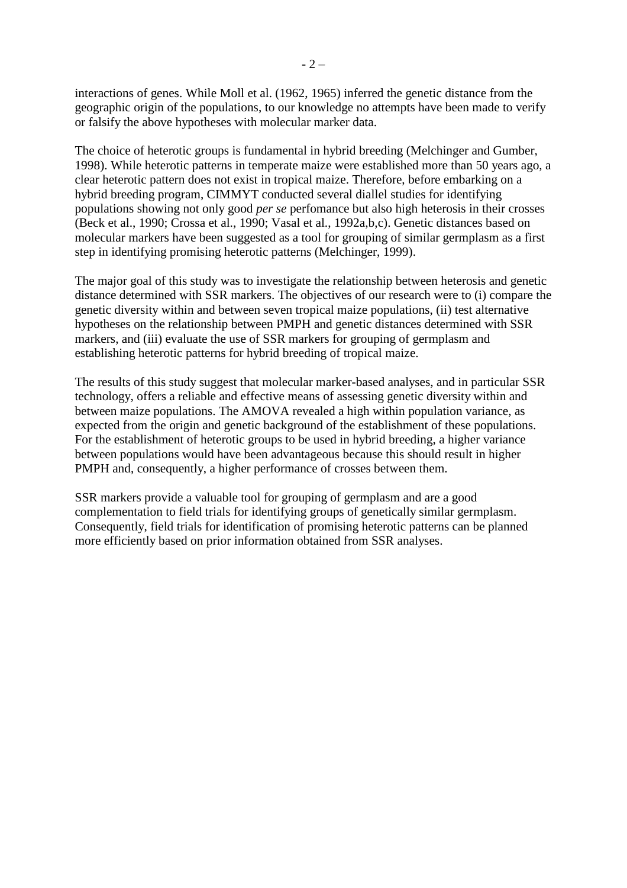interactions of genes. While Moll et al. (1962, 1965) inferred the genetic distance from the geographic origin of the populations, to our knowledge no attempts have been made to verify or falsify the above hypotheses with molecular marker data.

The choice of heterotic groups is fundamental in hybrid breeding (Melchinger and Gumber, 1998). While heterotic patterns in temperate maize were established more than 50 years ago, a clear heterotic pattern does not exist in tropical maize. Therefore, before embarking on a hybrid breeding program, CIMMYT conducted several diallel studies for identifying populations showing not only good *per se* perfomance but also high heterosis in their crosses (Beck et al., 1990; Crossa et al., 1990; Vasal et al., 1992a,b,c). Genetic distances based on molecular markers have been suggested as a tool for grouping of similar germplasm as a first step in identifying promising heterotic patterns (Melchinger, 1999).

The major goal of this study was to investigate the relationship between heterosis and genetic distance determined with SSR markers. The objectives of our research were to (i) compare the genetic diversity within and between seven tropical maize populations, (ii) test alternative hypotheses on the relationship between PMPH and genetic distances determined with SSR markers, and (iii) evaluate the use of SSR markers for grouping of germplasm and establishing heterotic patterns for hybrid breeding of tropical maize.

The results of this study suggest that molecular marker-based analyses, and in particular SSR technology, offers a reliable and effective means of assessing genetic diversity within and between maize populations. The AMOVA revealed a high within population variance, as expected from the origin and genetic background of the establishment of these populations. For the establishment of heterotic groups to be used in hybrid breeding, a higher variance between populations would have been advantageous because this should result in higher PMPH and, consequently, a higher performance of crosses between them.

SSR markers provide a valuable tool for grouping of germplasm and are a good complementation to field trials for identifying groups of genetically similar germplasm. Consequently, field trials for identification of promising heterotic patterns can be planned more efficiently based on prior information obtained from SSR analyses.